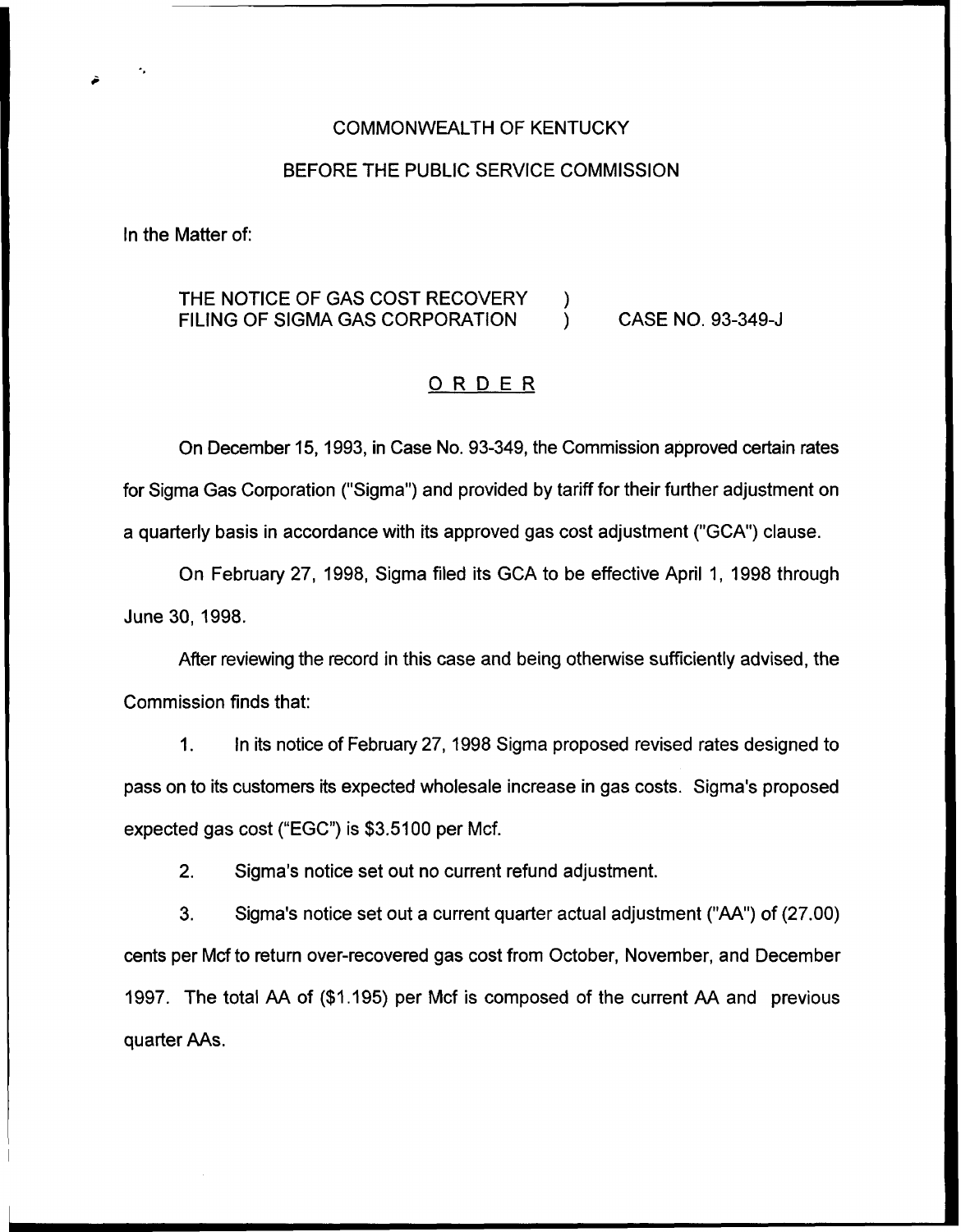COMMONWEALTH OF KENTUCKY

BEFORE THE PUBLIC SERVICE COMMISSION

In the Matter of:

THE NOTICE OF GAS COST RECOVERY FILING OF SIGMA GAS CORPORATION ) CASE NO. 93-349-J

## ORDER

On December 15, 1993, in Case No. 93-349, the Commission approved certain rates for Sigma Gas Corporation ("Sigma") and provided by tariff for their further adjustment on a quarterly basis in accordance with its approved gas cost adjustment ("GCA") clause.

On February 27, 1998, Sigma filed its GCA to be effective April 1, 1998 through June 30, 1998.

After reviewing the record in this case and being otherwise sufficiently advised, the Commission finds that:

1. In its notice of February 27, 1998 Sigma proposed revised rates designed to pass on to its customers its expected wholesale increase in gas costs. Sigma's proposed expected gas cost ("EGC") is $3.5100 per Mcf.

2. Sigma's notice set out no current refund adjustment.

3. Sigma's notice set out a current quarter actual adjustment ("AA") of (27.00) cents per Mcf to return over-recovered gas cost from October, November, and December 1997. The total AA of ($1.195) per Mcf is composed of the current AA and previous quarter AAs.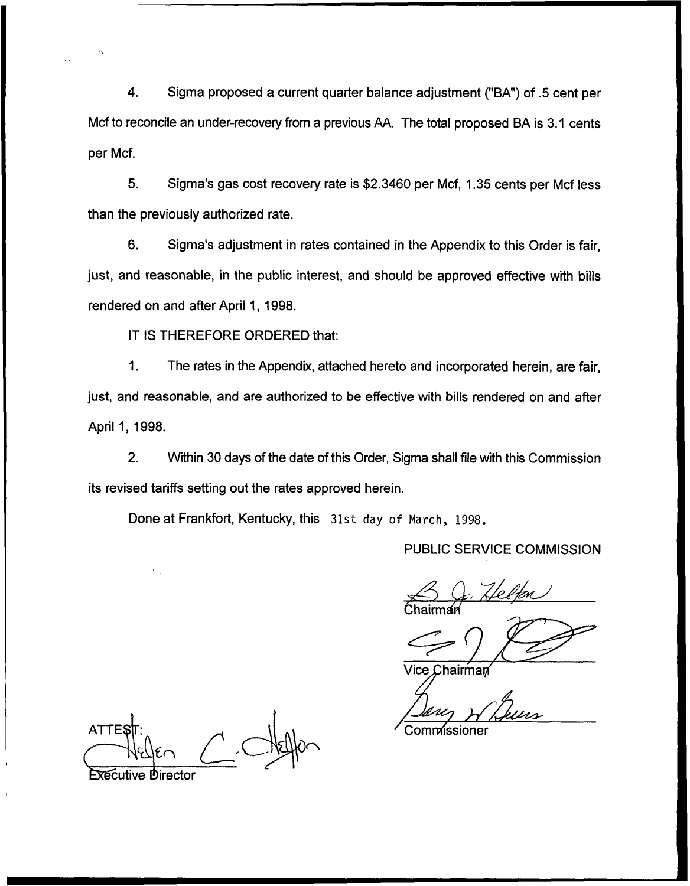4. Sigma proposed a current quarter balance adjustment ("BA") of .5 cent per Mcf to reconcile an under-recovery from a previous AA. The total proposed BA is 3.1 cents per Mcf.

5. Sigma's gas cost recovery rate is $2.3460 per Mcf, 1.35 cents per Mcf less than the previously authorized rate.

6. Sigma's adjustment in rates contained in the Appendix to this Order is fair, just, and reasonable, in the public interest, and should be approved effective with bills rendered on and after April 1, 1998.

IT IS THEREFORE ORDERED that:

1. The rates in the Appendix, attached hereto and incorporated herein, are fair, just, and reasonable, and are authorized to be effective with bills rendered on and after April 1, 1998.

2. Within 30 days of the date of this Order, Sigma shall file with this Commission its revised tariffs setting out the rates approved herein.

Done at Frankfort, Kentucky, this 31st day of March, 1998.

PUBLIC SERVICE COMMISSION

Chairman

Vice Chairman

Commissioner

ATTEST:

Executive Director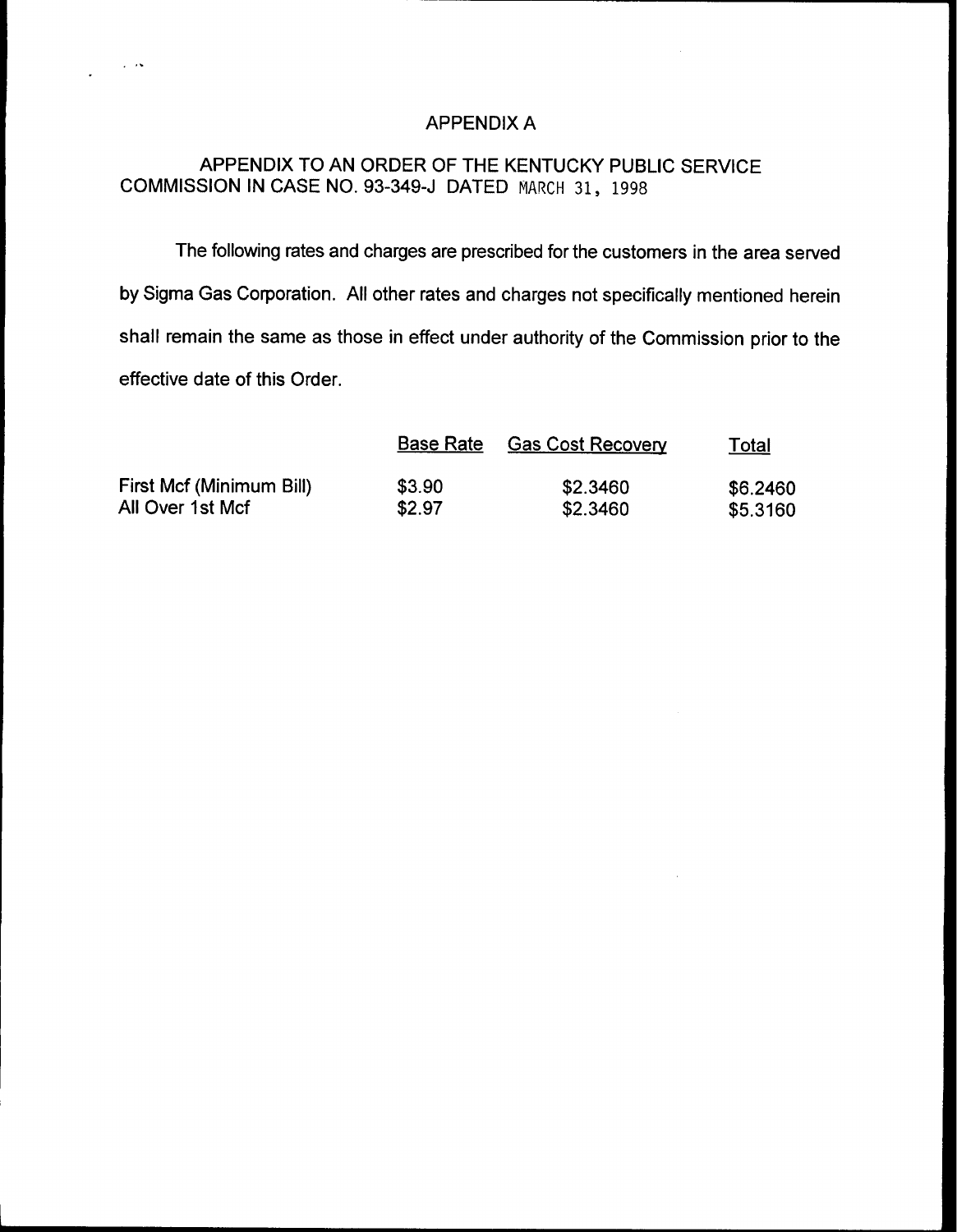# APPENDIX A

## APPENDIX TO AN ORDER OF THE KENTUCKY PUBLIC SERVICE COMMISSION IN CASE NO. 93-349-J DATED MARCH 31, 1998

The following rates and charges are prescribed for the customers in the area served by Sigma Gas Corporation. All other rates and charges not specifically mentioned herein shall remain the same as those in effect under authority of the Commission prior to the effective date of this Order.

| | Base Rate | Gas Cost Recovery | Total |
|---|---|---|---|
| First Mcf (Minimum Bill) | $3.90 | $2.3460 | $6.2460 |
| All Over 1st Mcf | $2.97 | $2.3460 | $5.3160 |